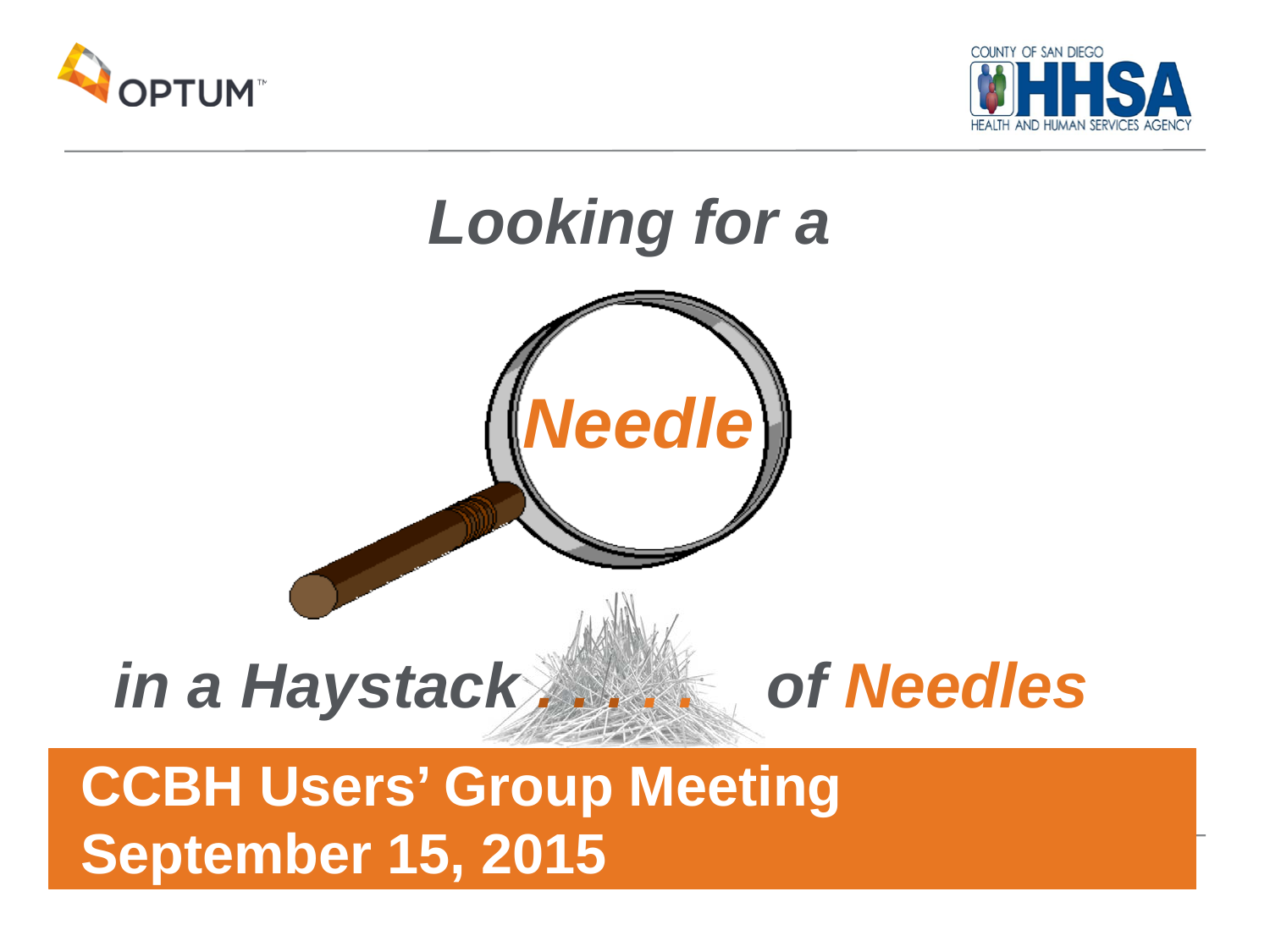OPTUM

COUNTY OF SAN DIEGO HHSA HEALTH AND HUMAN SERVICES AGENCY

# *Looking for a* ***Needle*** *in a Haystack . . . . . of Needles*

## CCBH Users' Group Meeting
## September 15, 2015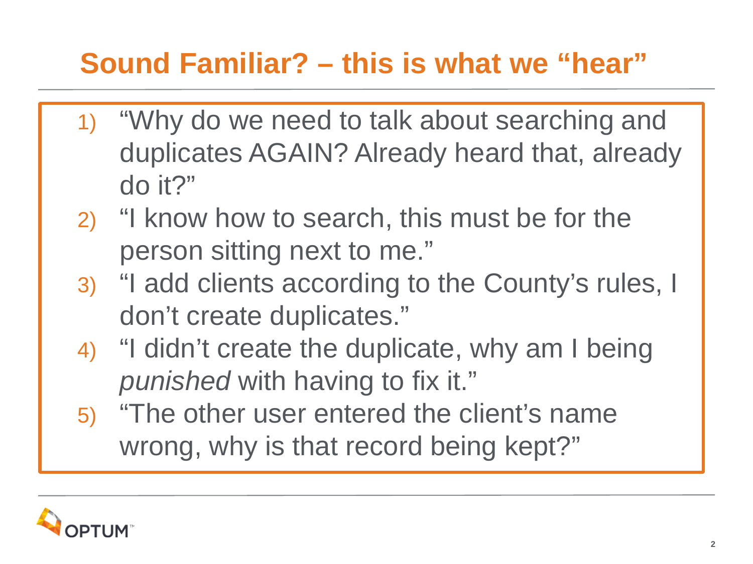# Sound Familiar? – this is what we "hear"

1) "Why do we need to talk about searching and duplicates AGAIN? Already heard that, already do it?"
2) "I know how to search, this must be for the person sitting next to me."
3) "I add clients according to the County's rules, I don't create duplicates."
4) "I didn't create the duplicate, why am I being *punished* with having to fix it."
5) "The other user entered the client's name wrong, why is that record being kept?"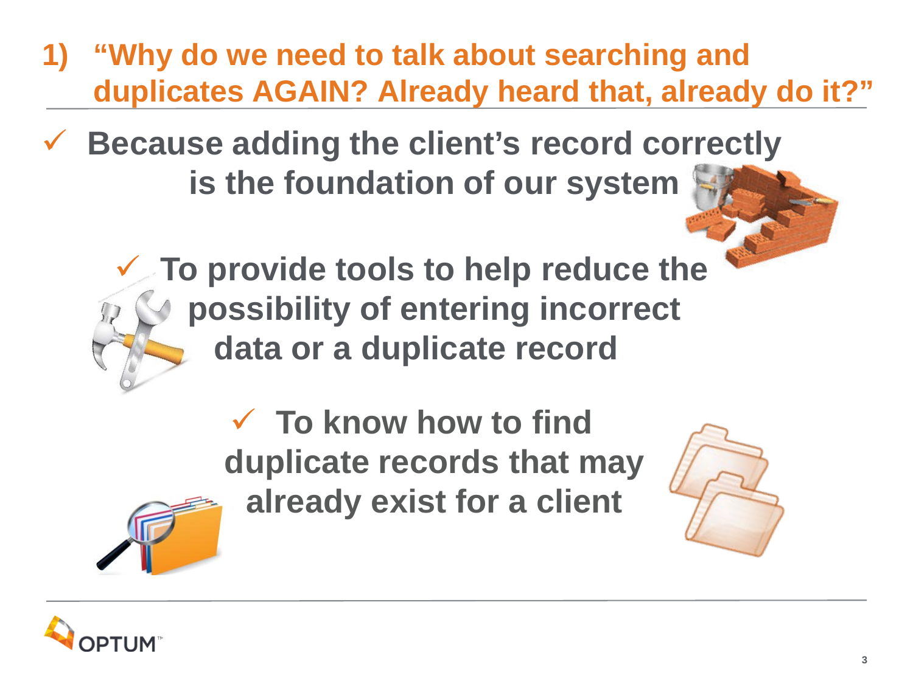# 1) "Why do we need to talk about searching and duplicates AGAIN? Already heard that, already do it?"

- ✓ **Because adding the client's record correctly is the foundation of our system**
- ✓ **To provide tools to help reduce the possibility of entering incorrect data or a duplicate record**
- ✓ **To know how to find duplicate records that may already exist for a client**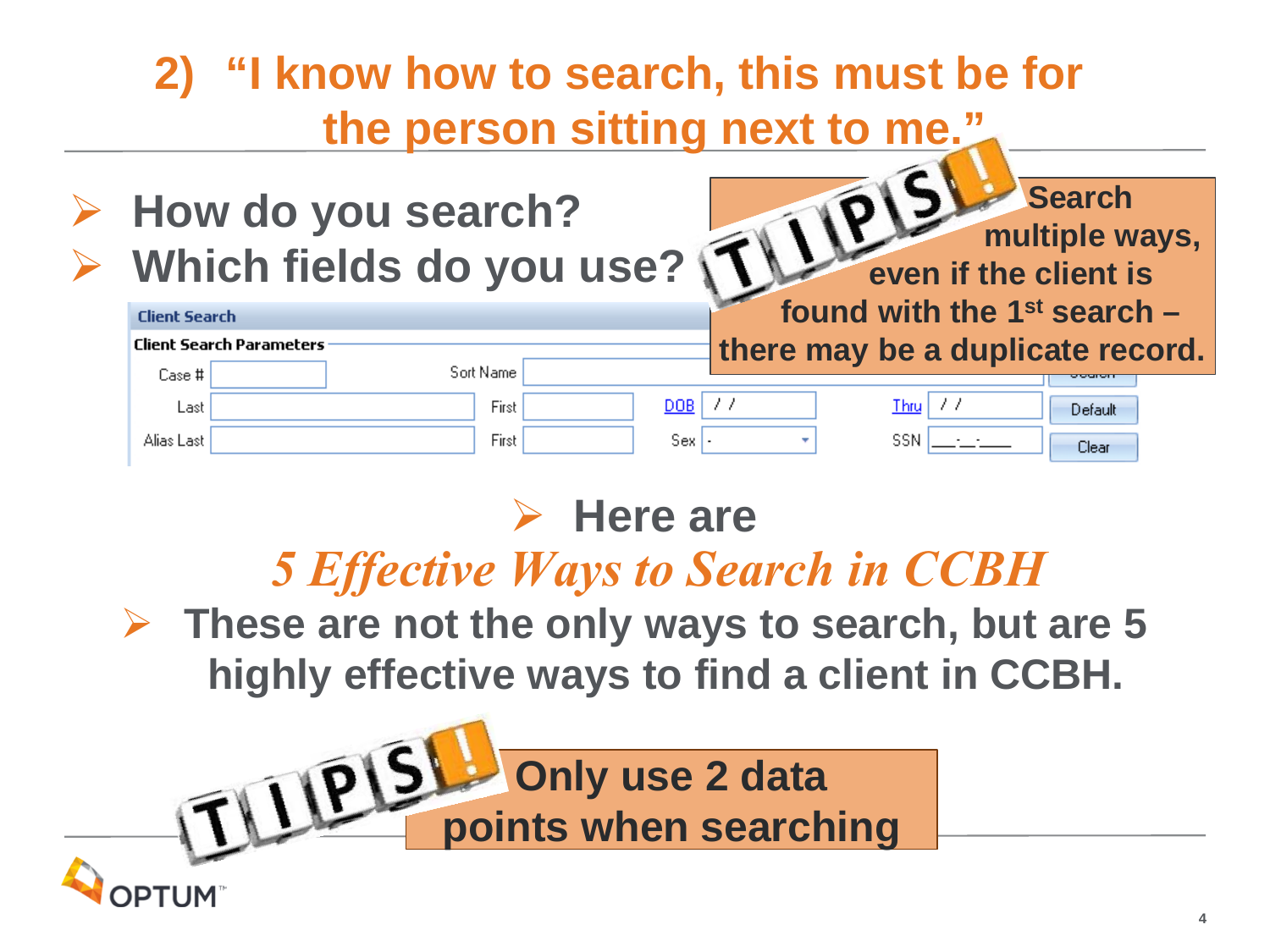# 2) "I know how to search, this must be for the person sitting next to me."

- **How do you search?**
- **Which fields do you use?**

**TIPS! Search multiple ways, even if the client is found with the 1st search – there may be a duplicate record.**

Client Search

Client Search Parameters

| | | | | | | | |
|---|---|---|---|---|---|---|---|
| Case # | | Sort Name | | | | | Search |
| Last | | First | | DOB | / / | Thru / / | Default |
| Alias Last | | First | | Sex | - | SSN | Clear |

- **Here are**

***5 Effective Ways to Search in CCBH***

- **These are not the only ways to search, but are 5 highly effective ways to find a client in CCBH.**

**TIPS! Only use 2 data points when searching**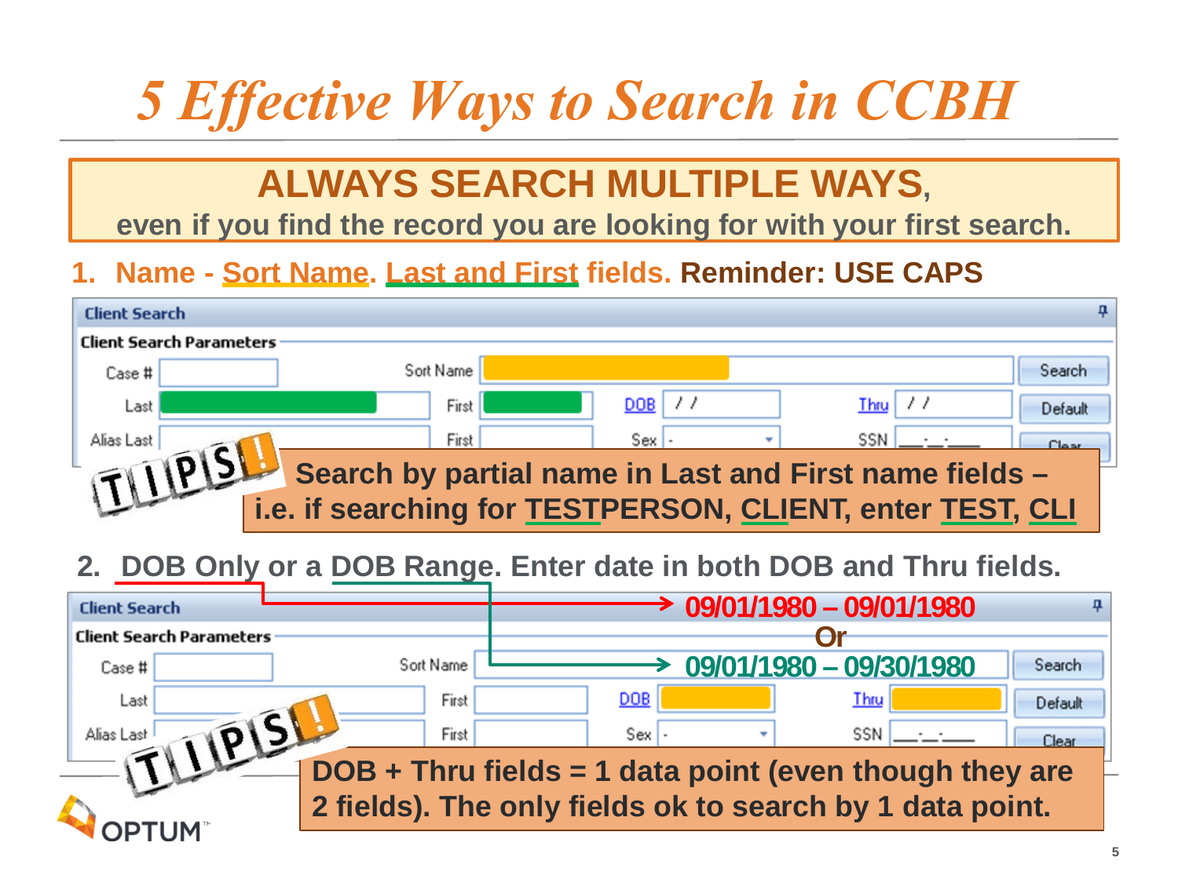# *5 Effective Ways to Search in CCBH*

**ALWAYS SEARCH MULTIPLE WAYS,**
**even if you find the record you are looking for with your first search.**

## 1. Name - Sort Name. Last and First fields. Reminder: USE CAPS

Client Search

Client Search Parameters

Case # | Sort Name | Search
Last | First | DOB / / | Thru / / | Default
Alias Last | First | Sex | SSN | Clear

**TIPS!** **Search by partial name in Last and First name fields – i.e. if searching for TESTPERSON, CLIENT, enter TEST, CLI**

## 2. DOB Only or a DOB Range. Enter date in both DOB and Thru fields.

**09/01/1980 – 09/01/1980**
**Or**
**09/01/1980 – 09/30/1980**

Client Search

Client Search Parameters

Case # | Sort Name | Search
Last | First | DOB | Thru | Default
Alias Last | First | Sex | SSN | Clear

**TIPS!** **DOB + Thru fields = 1 data point (even though they are 2 fields). The only fields ok to search by 1 data point.**

OPTUM™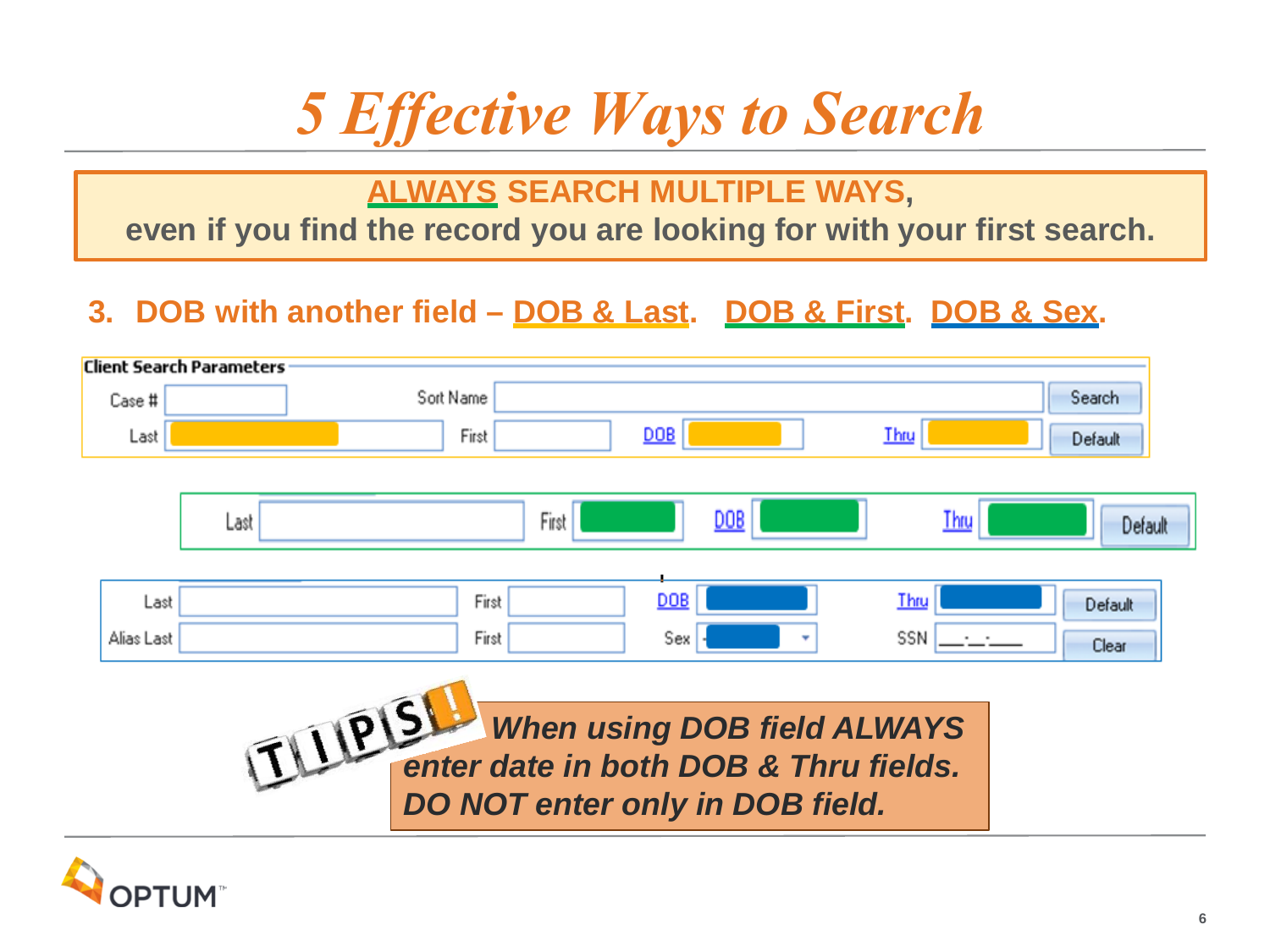# 5 Effective Ways to Search

**ALWAYS SEARCH MULTIPLE WAYS,**
**even if you find the record you are looking for with your first search.**

**3. DOB with another field – DOB & Last. DOB & First. DOB & Sex.**

**Client Search Parameters**

Case # | Sort Name | Search
Last | First | DOB | Thru | Default

Last | First | DOB | Thru | Default

Last | First | DOB | Thru | Default
Alias Last | First | Sex | SSN | Clear

TIPS!

***When using DOB field ALWAYS enter date in both DOB & Thru fields. DO NOT enter only in DOB field.***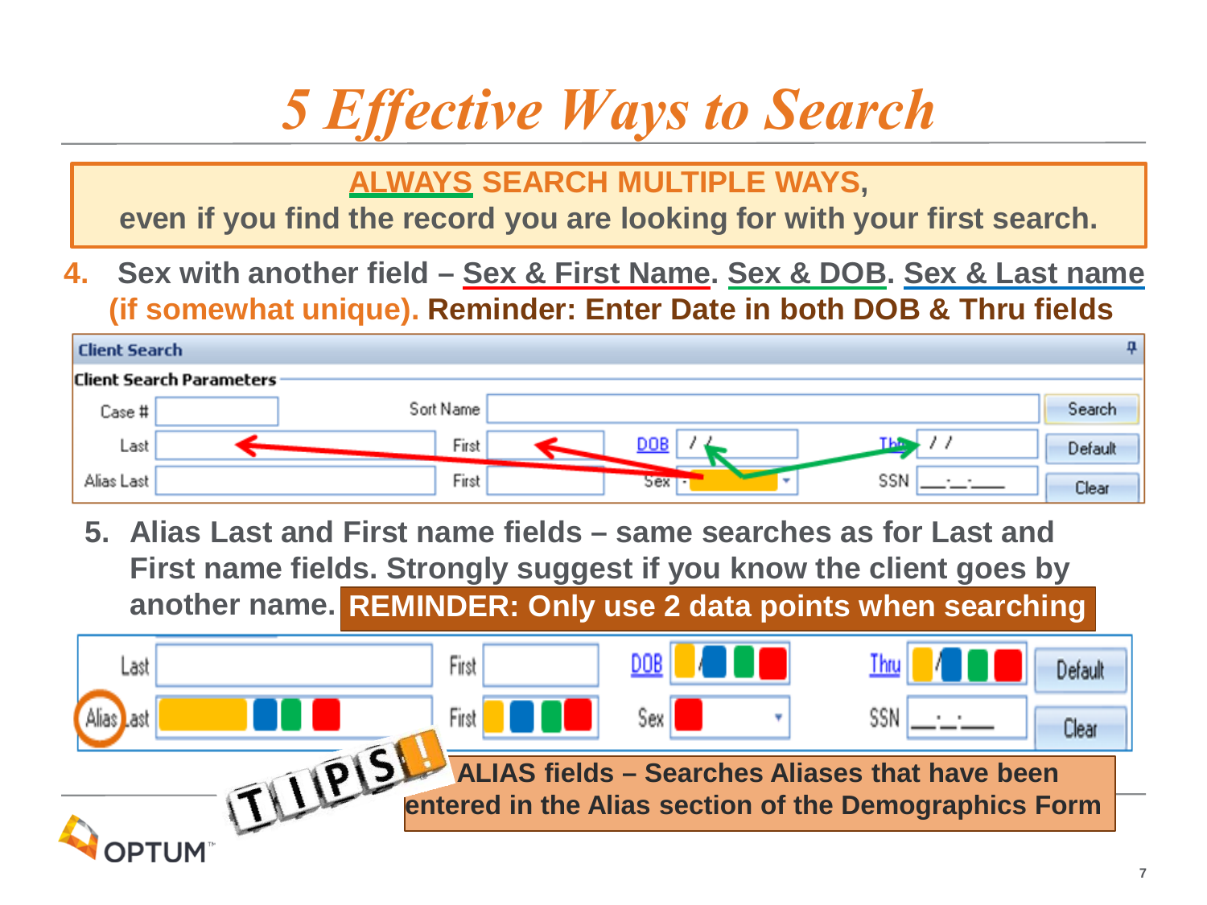# *5 Effective Ways to Search*

**ALWAYS SEARCH MULTIPLE WAYS,**
**even if you find the record you are looking for with your first search.**

4. **Sex with another field – Sex & First Name. Sex & DOB. Sex & Last name (if somewhat unique). Reminder: Enter Date in both DOB & Thru fields**

Client Search

Client Search Parameters

| Case # | | Sort Name | | | | Search |
|---|---|---|---|---|---|---|
| Last | | First | | DOB | Thru | Default |
| Alias Last | | First | | Sex | SSN | Clear |

5. **Alias Last and First name fields – same searches as for Last and First name fields. Strongly suggest if you know the client goes by another name. REMINDER: Only use 2 data points when searching**

| Last | | First | | DOB | | Thru | | Default |
|---|---|---|---|---|---|---|---|---|
| Alias Last | | First | | Sex | | SSN | | Clear |

TIPS!

**ALIAS fields – Searches Aliases that have been entered in the Alias section of the Demographics Form**

OPTUM™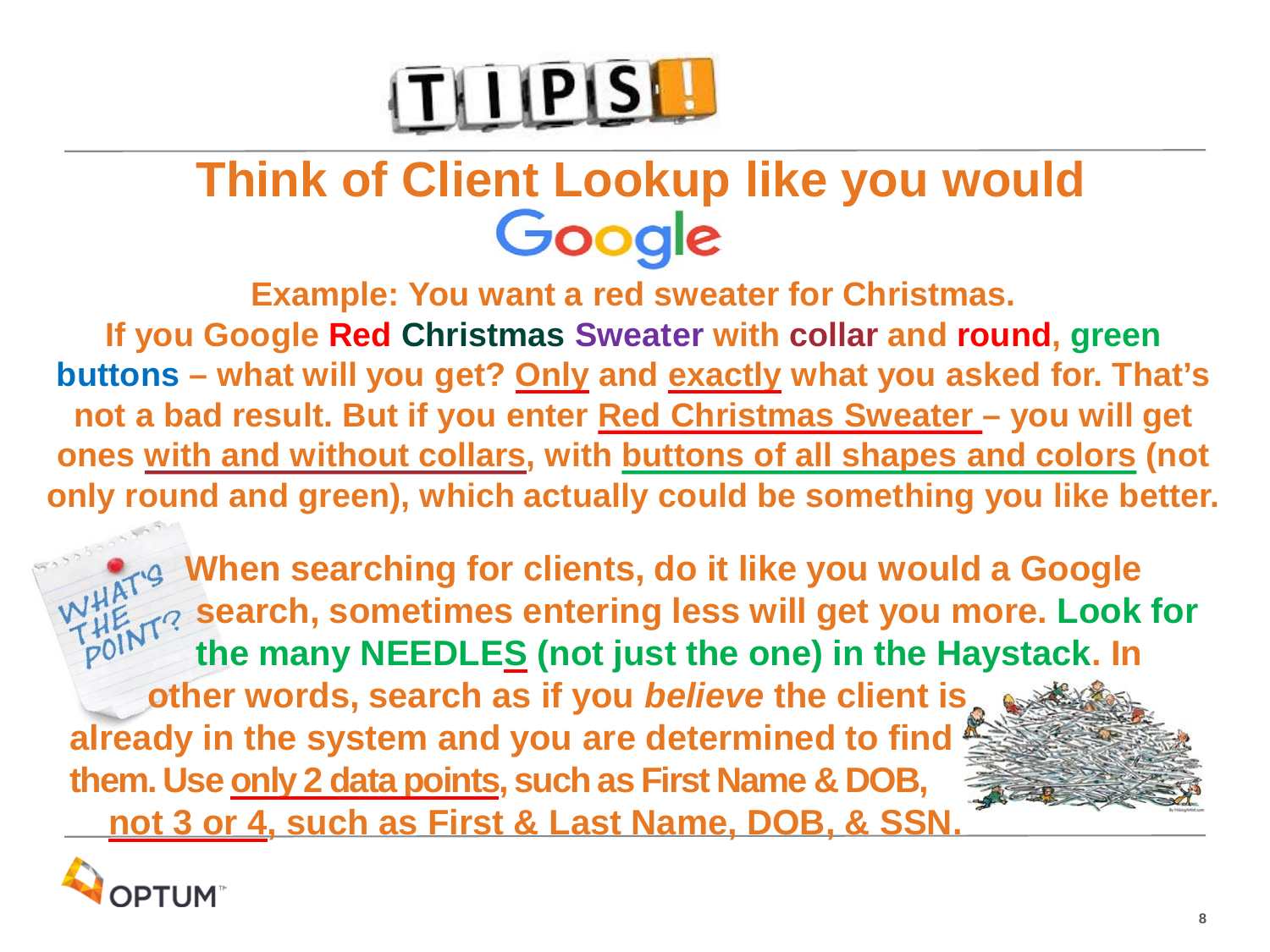# TIPS!

## Think of Client Lookup like you would Google

**Example: You want a red sweater for Christmas.**

**If you Google Red Christmas Sweater with collar and round, green buttons – what will you get? Only and exactly what you asked for. That's not a bad result. But if you enter Red Christmas Sweater – you will get ones with and without collars, with buttons of all shapes and colors (not only round and green), which actually could be something you like better.**

**When searching for clients, do it like you would a Google search, sometimes entering less will get you more. Look for the many NEEDLES (not just the one) in the Haystack. In other words, search as if you *believe* the client is already in the system and you are determined to find them. Use only 2 data points, such as First Name & DOB, not 3 or 4, such as First & Last Name, DOB, & SSN.**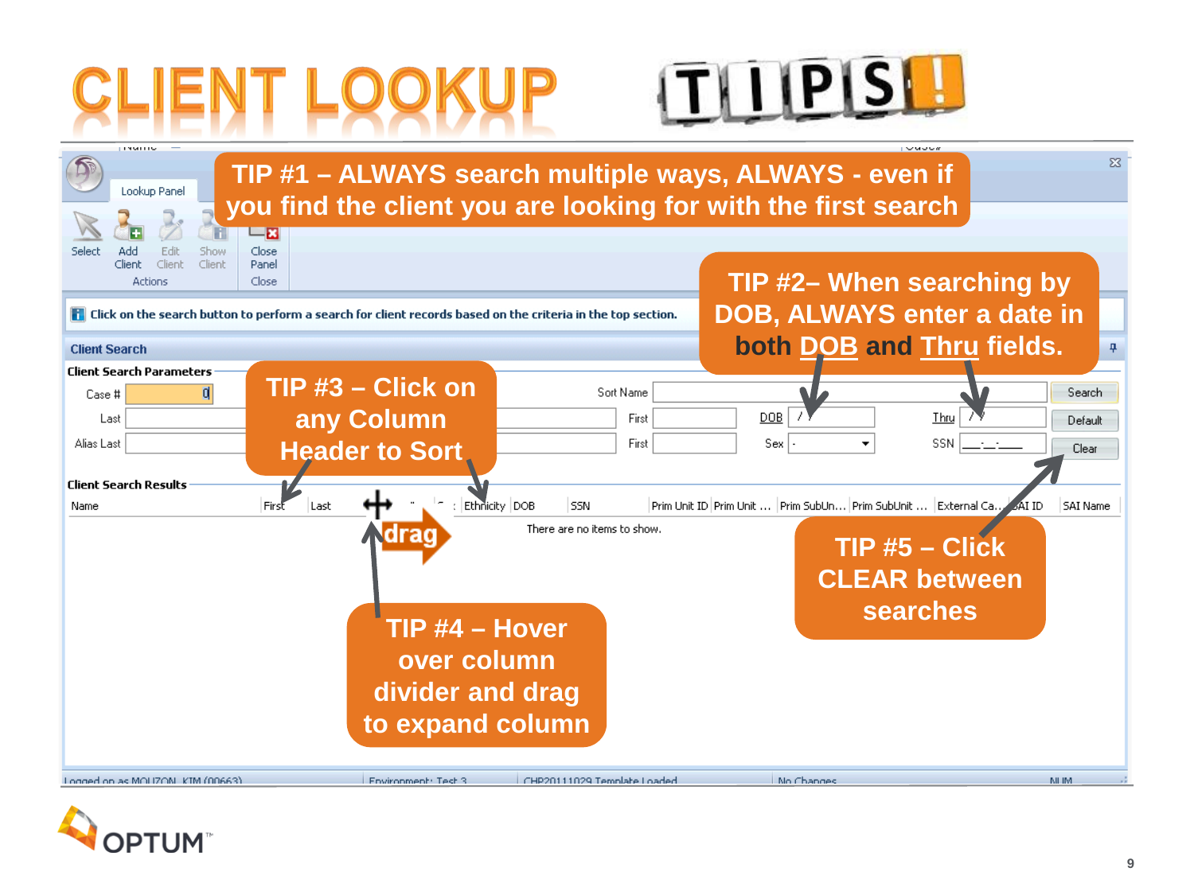# CLIENT LOOKUP TIPS!

TIP #1 – ALWAYS search multiple ways, ALWAYS - even if you find the client you are looking for with the first search

TIP #2– When searching by DOB, ALWAYS enter a date in both DOB and Thru fields.

TIP #3 – Click on any Column Header to Sort

TIP #4 – Hover over column divider and drag to expand column

TIP #5 – Click CLEAR between searches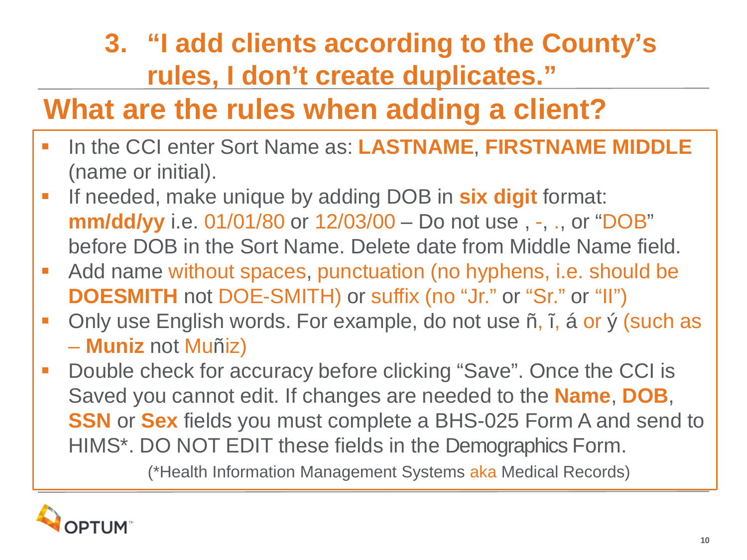# 3. "I add clients according to the County's rules, I don't create duplicates."

## What are the rules when adding a client?

- In the CCI enter Sort Name as: **LASTNAME**, **FIRSTNAME MIDDLE** (name or initial).
- If needed, make unique by adding DOB in **six digit** format: **mm/dd/yy** i.e. 01/01/80 or 12/03/00 – Do not use , -, ., or "DOB" before DOB in the Sort Name. Delete date from Middle Name field.
- Add name without spaces, punctuation (no hyphens, i.e. should be **DOESMITH** not DOE-SMITH) or suffix (no "Jr." or "Sr." or "II")
- Only use English words. For example, do not use ñ, ĩ, á or ý (such as – **Muniz** not Muñiz)
- Double check for accuracy before clicking "Save". Once the CCI is Saved you cannot edit. If changes are needed to the **Name**, **DOB**, **SSN** or **Sex** fields you must complete a BHS-025 Form A and send to HIMS*. DO NOT EDIT these fields in the Demographics Form.

(*Health Information Management Systems aka Medical Records)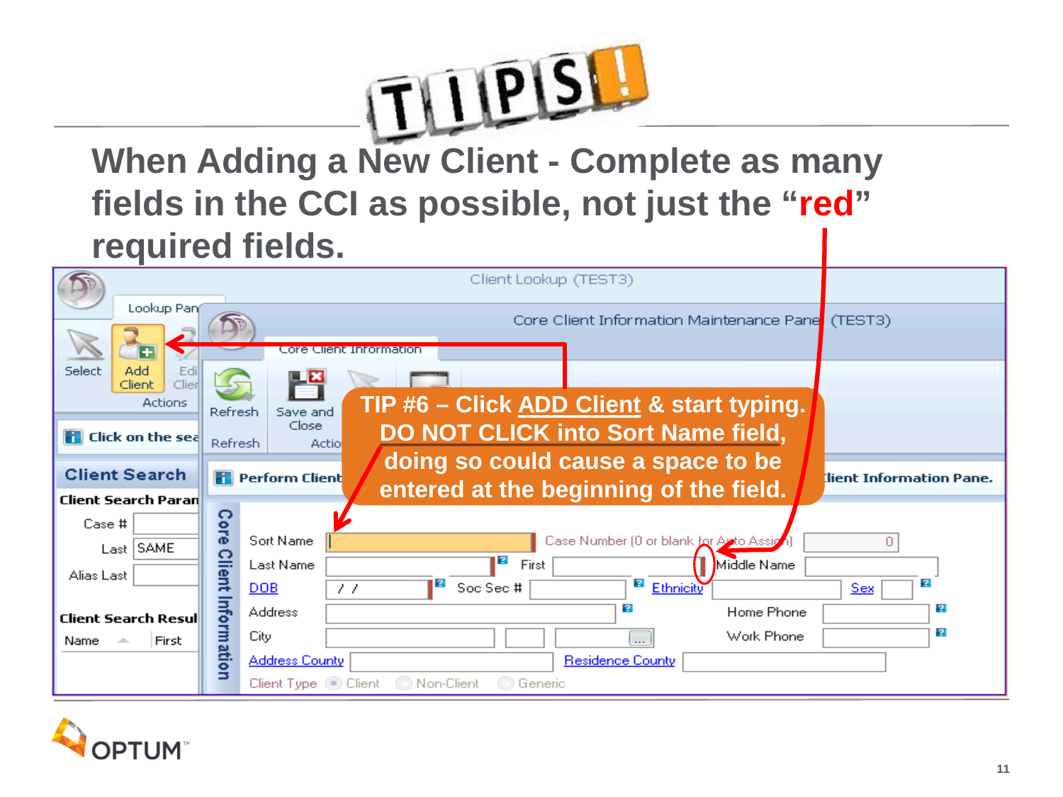# TIPS!

## When Adding a New Client - Complete as many fields in the CCI as possible, not just the "red" required fields.

**TIP #6 – Click ADD Client & start typing. DO NOT CLICK into Sort Name field, doing so could cause a space to be entered at the beginning of the field.**

Client Lookup (TEST3)

Lookup Pane

Select | Add Client | Edit Client

Actions

Click on the search...

**Client Search**

**Client Search Parameters**

Case #

Last SAME

Alias Last

**Client Search Results**

Name | First

Core Client Information Maintenance Panel (TEST3)

Core Client Information

Refresh | Save and Close

Refresh | Actions

**Perform Client... Client Information Pane.**

Core Client Information

Sort Name

Case Number (0 or blank for Auto Assign) 0

Last Name | First | Middle Name

DOB / / | Soc Sec # | Ethnicity | Sex

Address | Home Phone

City | ... | Work Phone

Address County | Residence County

Client Type: Client | Non-Client | Generic

OPTUM™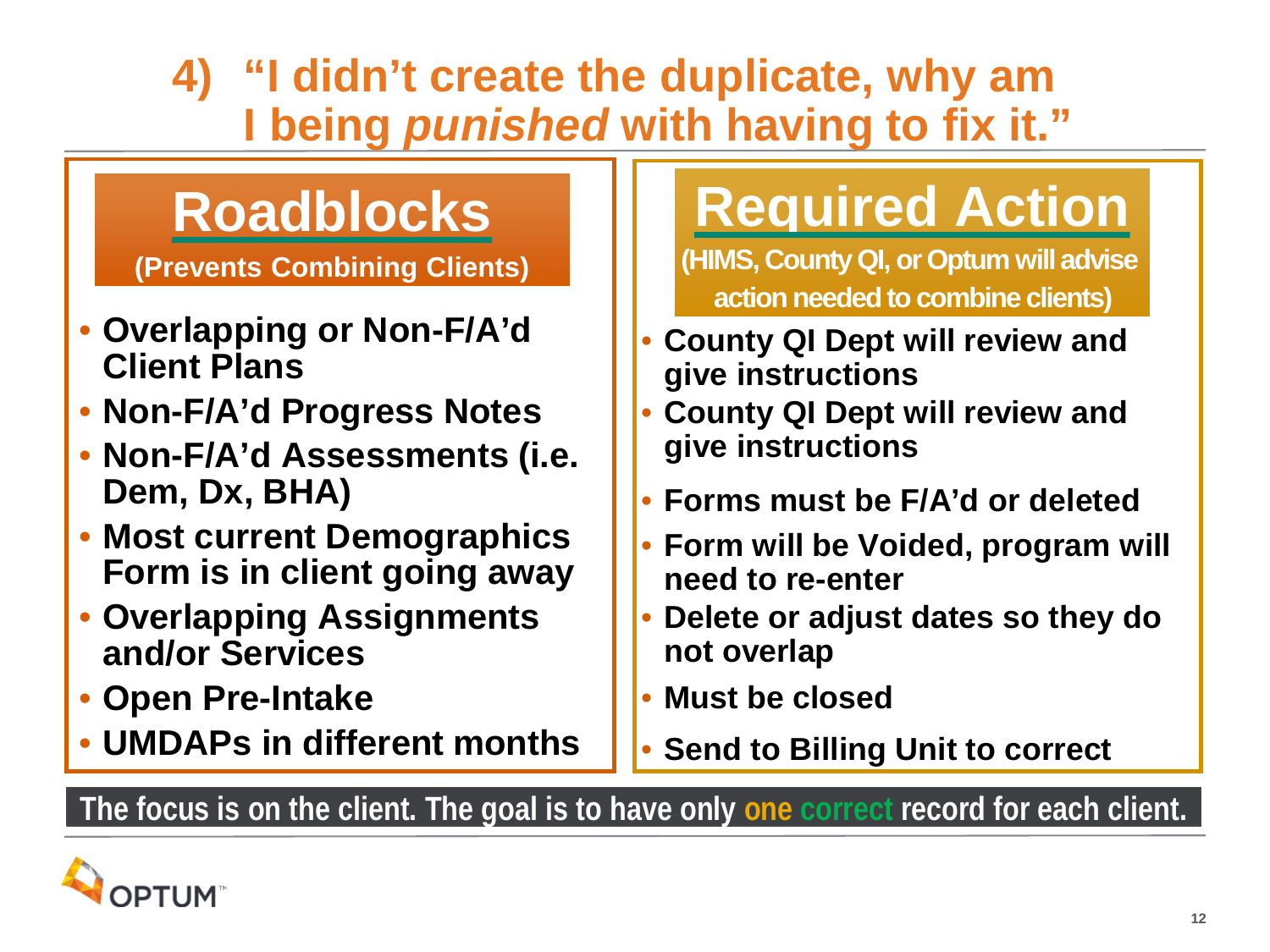# 4) "I didn't create the duplicate, why am I being *punished* with having to fix it."

| Roadblocks (Prevents Combining Clients) | Required Action (HIMS, County QI, or Optum will advise action needed to combine clients) |
| --- | --- |
| Overlapping or Non-F/A'd Client Plans | County QI Dept will review and give instructions |
| Non-F/A'd Progress Notes | County QI Dept will review and give instructions |
| Non-F/A'd Assessments (i.e. Dem, Dx, BHA) | Forms must be F/A'd or deleted |
| Most current Demographics Form is in client going away | Form will be Voided, program will need to re-enter |
| Overlapping Assignments and/or Services | Delete or adjust dates so they do not overlap |
| Open Pre-Intake | Must be closed |
| UMDAPs in different months | Send to Billing Unit to correct |

**The focus is on the client. The goal is to have only one correct record for each client.**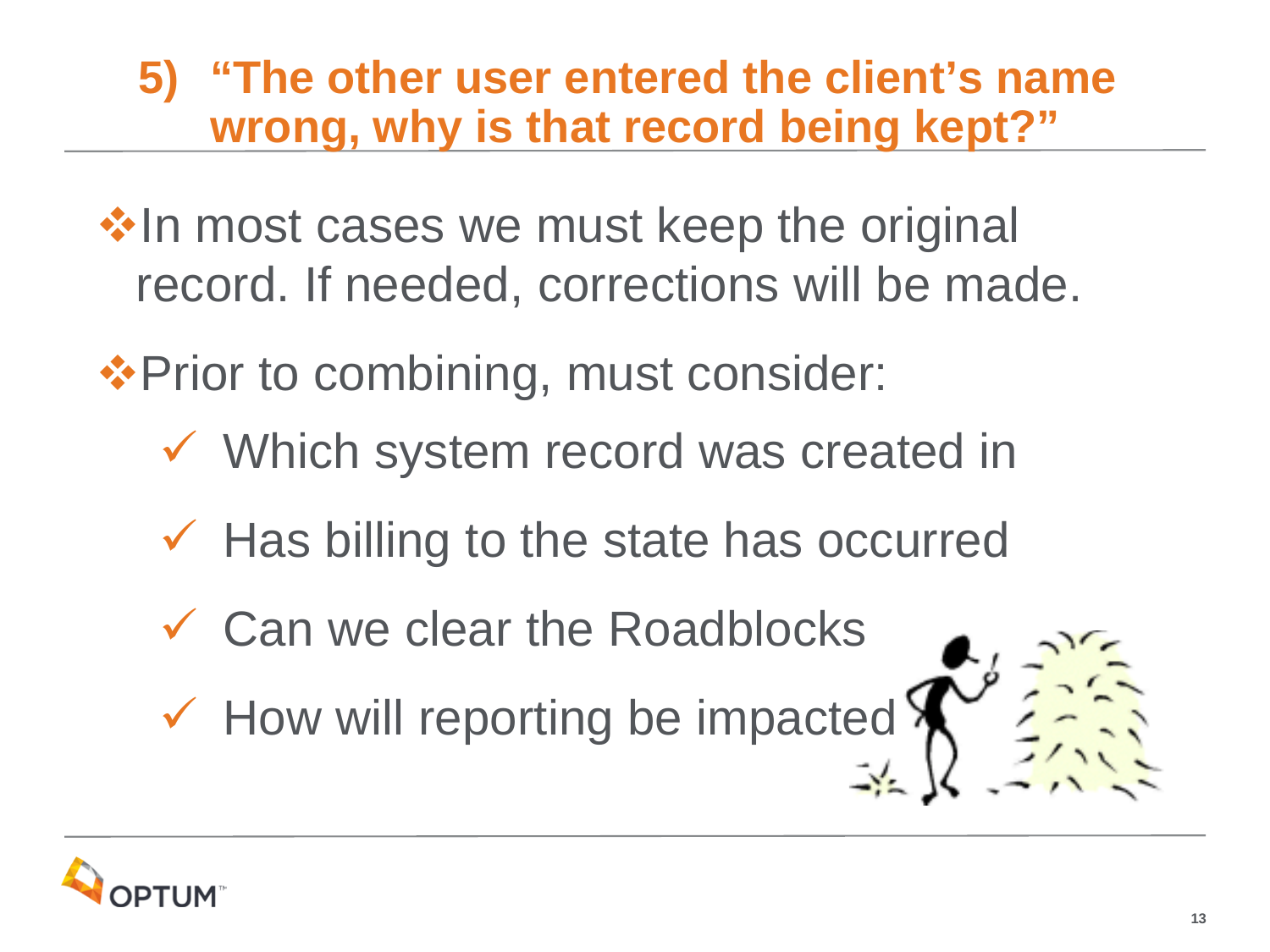## 5) "The other user entered the client's name wrong, why is that record being kept?"

- In most cases we must keep the original record. If needed, corrections will be made.
- Prior to combining, must consider:
  - ✓ Which system record was created in
  - ✓ Has billing to the state has occurred
  - ✓ Can we clear the Roadblocks
  - ✓ How will reporting be impacted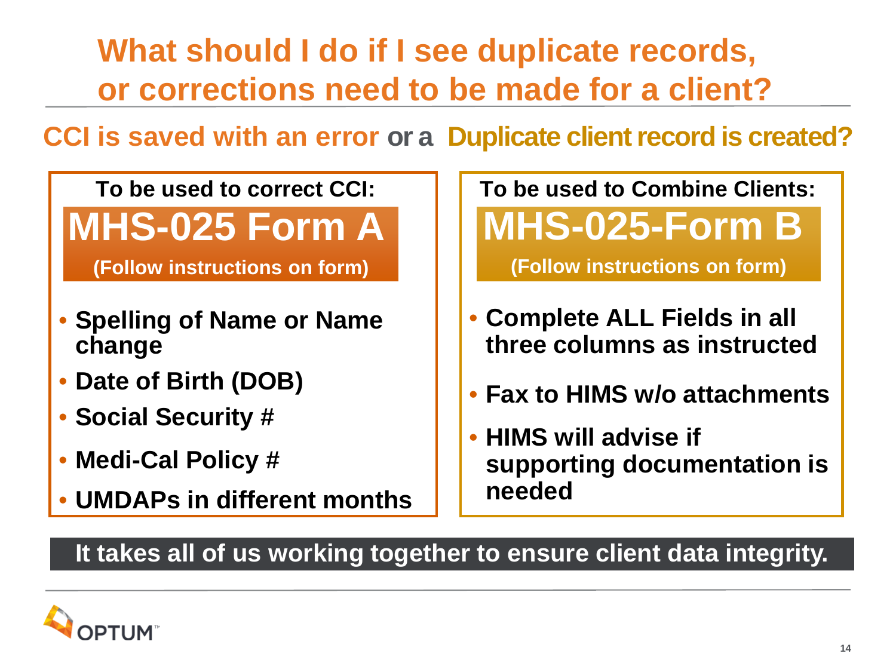# What should I do if I see duplicate records, or corrections need to be made for a client?

## CCI is saved with an error or a Duplicate client record is created?

**To be used to correct CCI:**

### MHS-025 Form A

**(Follow instructions on form)**

- **Spelling of Name or Name change**
- **Date of Birth (DOB)**
- **Social Security #**
- **Medi-Cal Policy #**
- **UMDAPs in different months**

**To be used to Combine Clients:**

### MHS-025-Form B

**(Follow instructions on form)**

- **Complete ALL Fields in all three columns as instructed**
- **Fax to HIMS w/o attachments**
- **HIMS will advise if supporting documentation is needed**

**It takes all of us working together to ensure client data integrity.**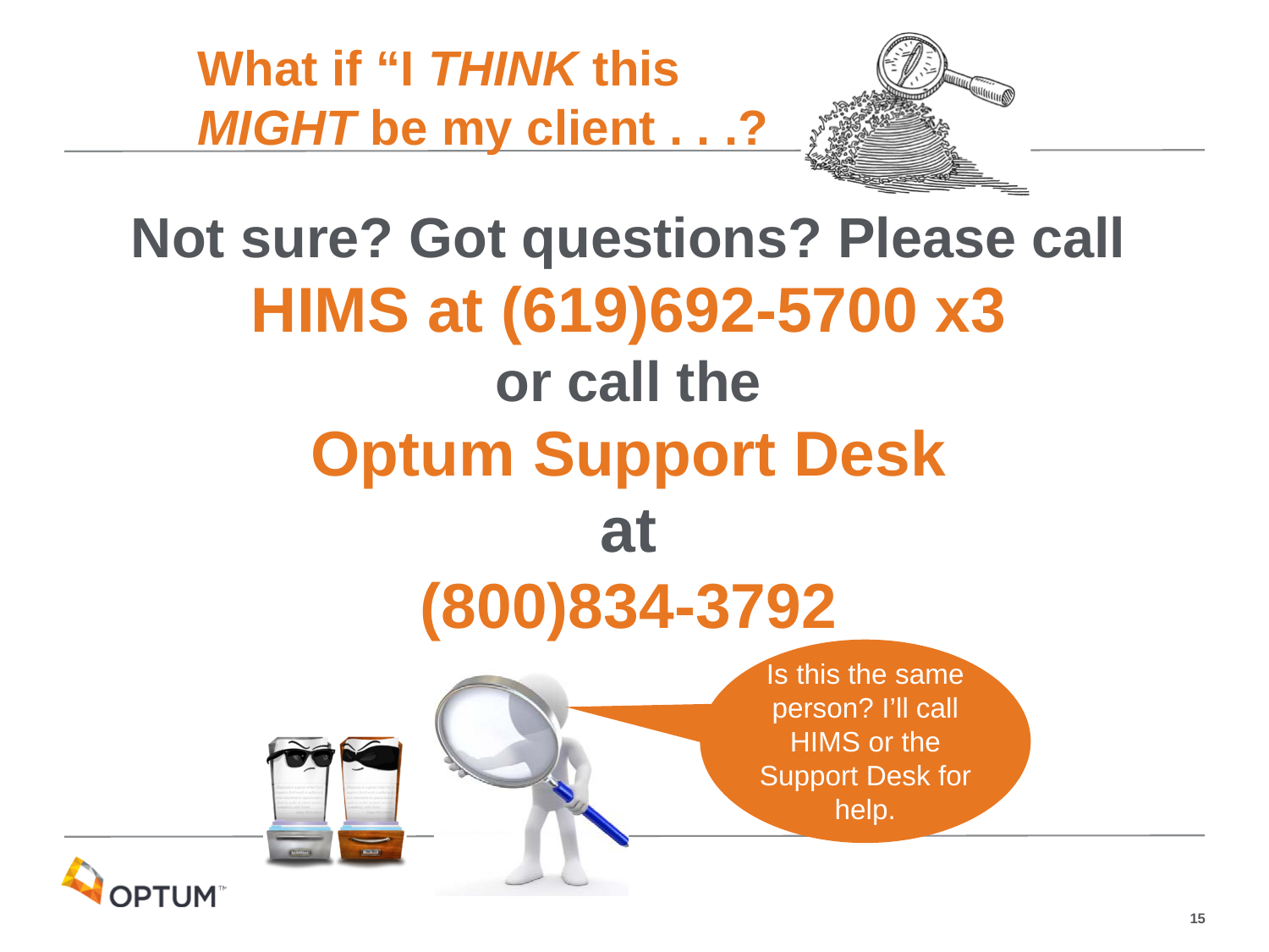## What if "I *THINK* this *MIGHT* be my client . . .?

**Not sure? Got questions? Please call**

**HIMS at (619)692-5700 x3**

**or call the**

**Optum Support Desk**

**at**

**(800)834-3792**

Is this the same person? I'll call HIMS or the Support Desk for help.